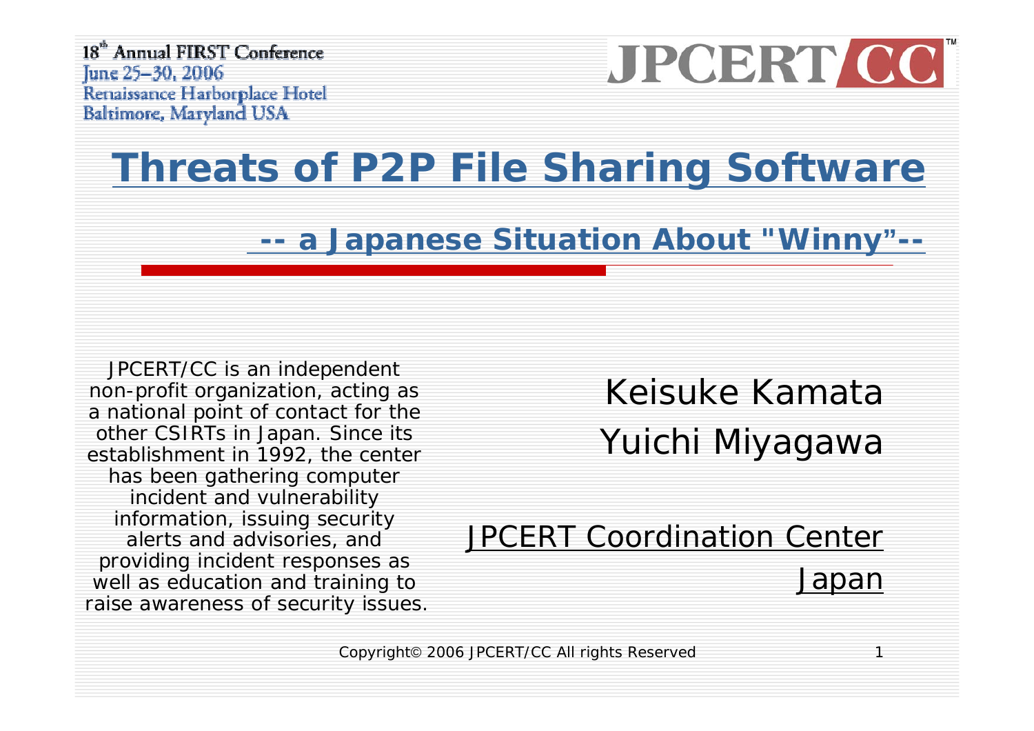18th Annual FIRST Conference
June 25–30, 2006
Renaissance Harborplace Hotel
Baltimore, Maryland USA

JPCERT CC

# Threats of P2P File Sharing Software

## -- a Japanese Situation About "Winny"--

JPCERT/CC is an independent non-profit organization, acting as a national point of contact for the other CSIRTs in Japan. Since its establishment in 1992, the center has been gathering computer incident and vulnerability information, issuing security alerts and advisories, and providing incident responses as well as education and training to raise awareness of security issues.

Keisuke Kamata

Yuichi Miyagawa

JPCERT Coordination Center

Japan

Copyright© 2006 JPCERT/CC All rights Reserved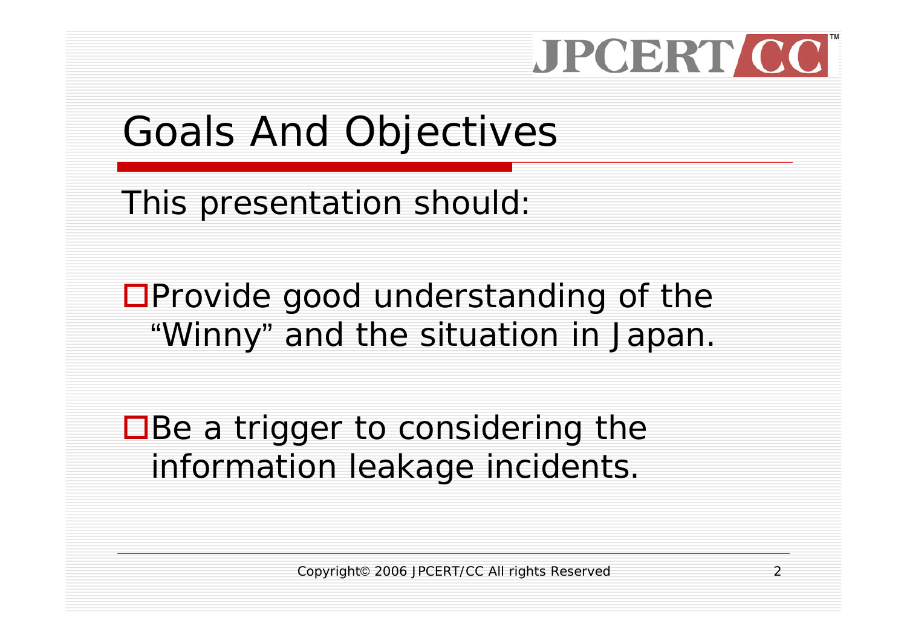# Goals And Objectives

This presentation should:

- Provide good understanding of the "Winny" and the situation in Japan.
- Be a trigger to considering the information leakage incidents.

Copyright© 2006 JPCERT/CC All rights Reserved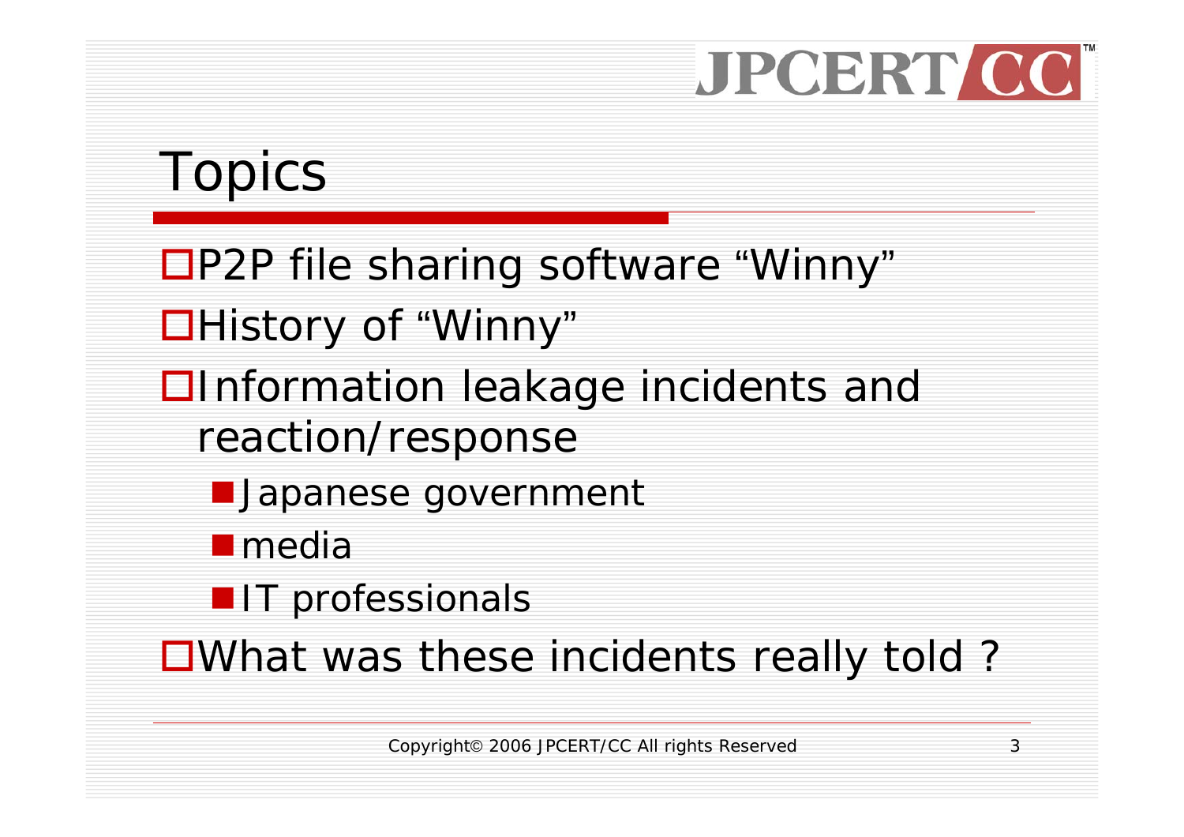# Topics

- P2P file sharing software "Winny"
- History of "Winny"
- Information leakage incidents and reaction/response
  - Japanese government
  - media
  - IT professionals
- What was these incidents really told ?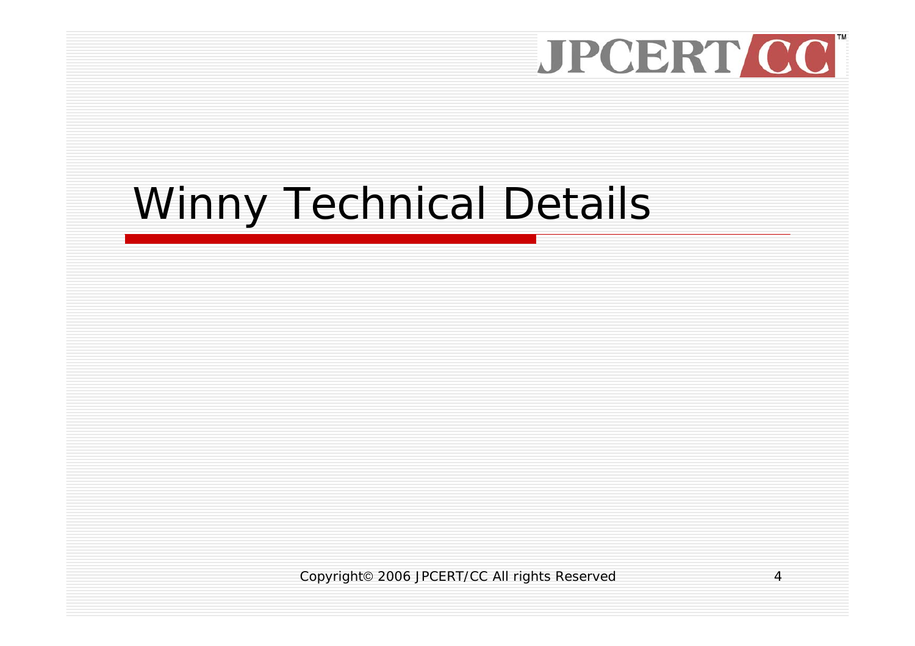# Winny Technical Details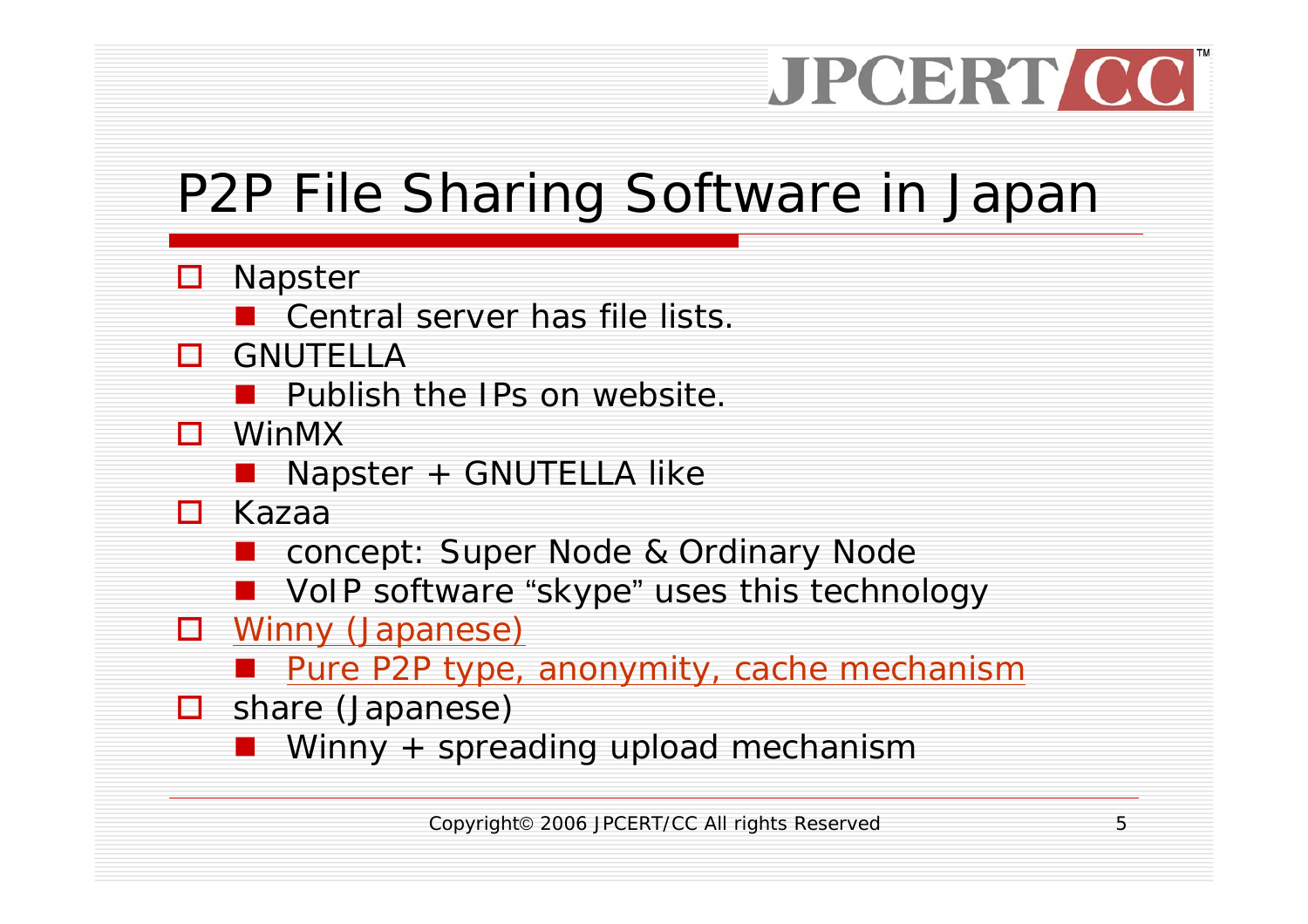# P2P File Sharing Software in Japan

- Napster
  - Central server has file lists.
- GNUTELLA
  - Publish the IPs on website.
- WinMX
  - Napster + GNUTELLA like
- Kazaa
  - concept: Super Node & Ordinary Node
  - VoIP software “skype” uses this technology
- Winny (Japanese)
  - Pure P2P type, anonymity, cache mechanism
- share (Japanese)
  - Winny + spreading upload mechanism

Copyright© 2006 JPCERT/CC All rights Reserved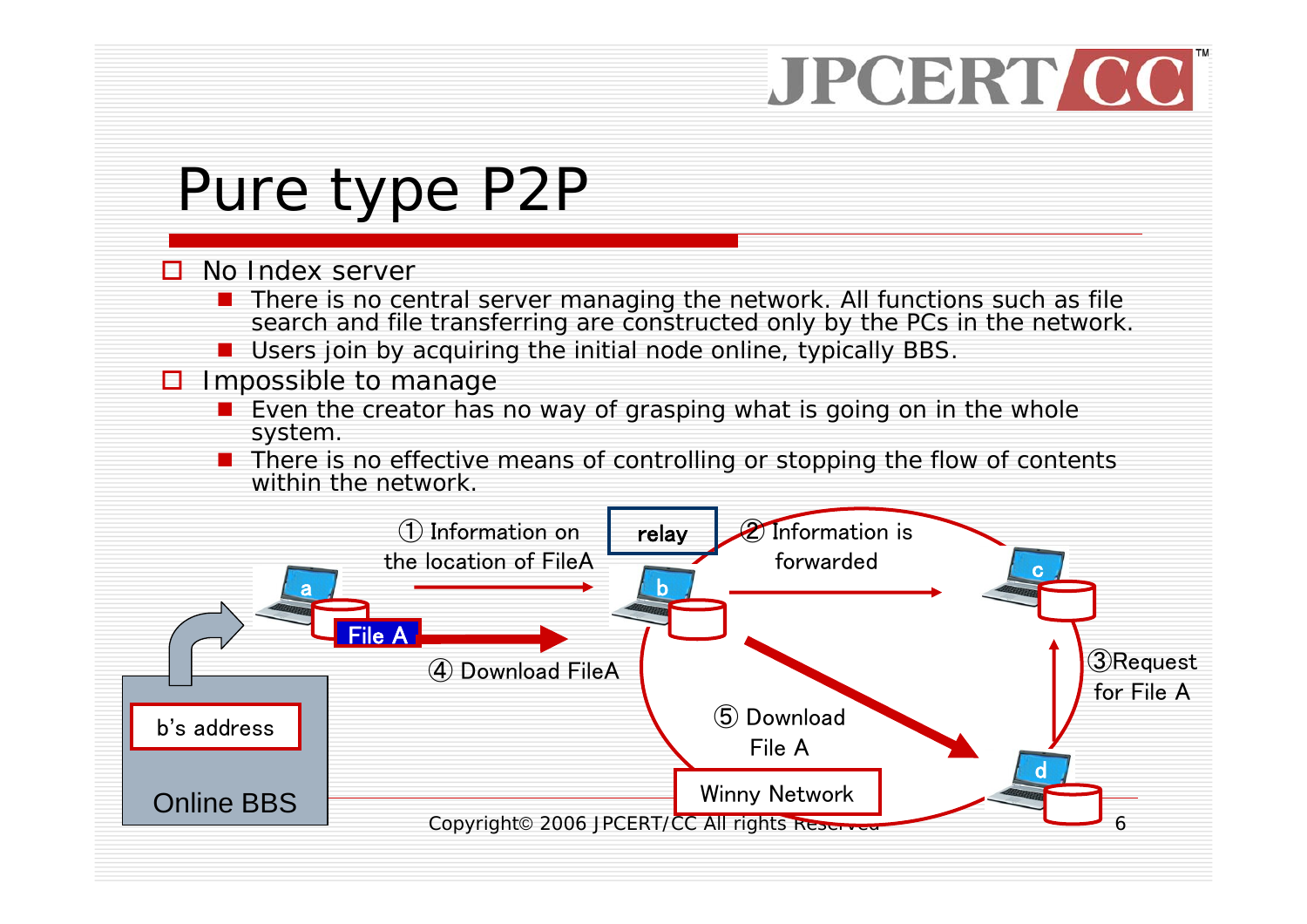# Pure type P2P

- No Index server
  - There is no central server managing the network. All functions such as file search and file transferring are constructed only by the PCs in the network.
  - Users join by acquiring the initial node online, typically BBS.
- Impossible to manage
  - Even the creator has no way of grasping what is going on in the whole system.
  - There is no effective means of controlling or stopping the flow of contents within the network.

① Information on the location of FileA

relay

② Information is forwarded

③Request for File A

④ Download FileA

⑤ Download File A

b's address

Online BBS

File A

Winny Network

a

b

c

d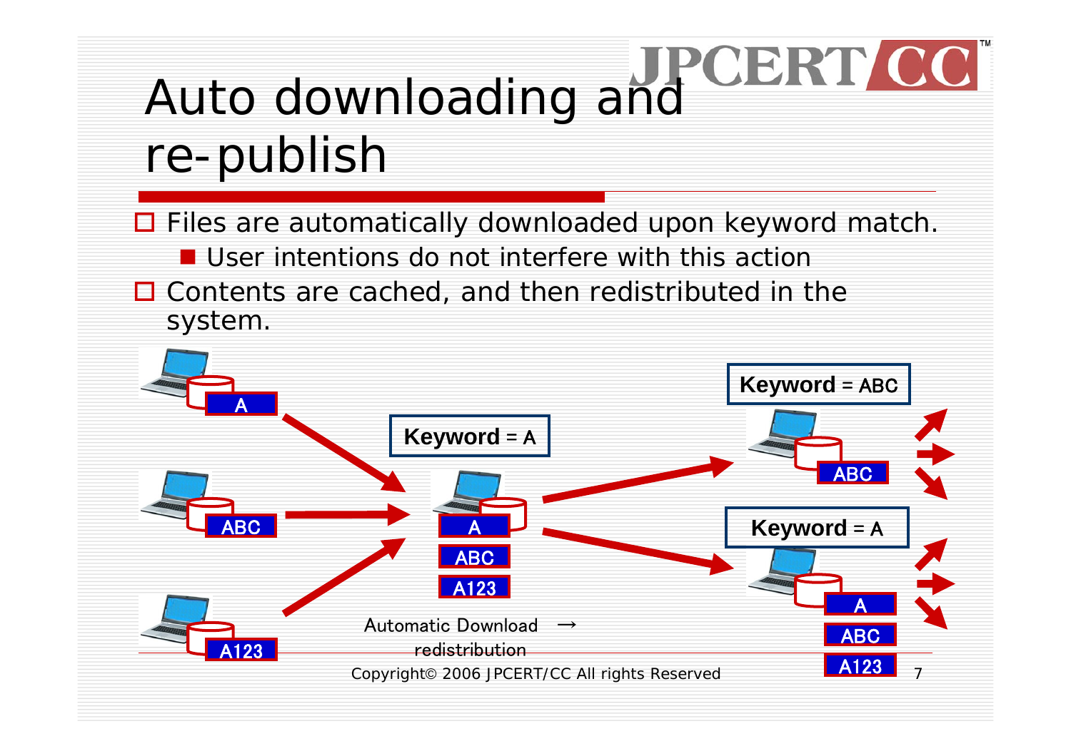# Auto downloading and re-publish

- Files are automatically downloaded upon keyword match.
  - User intentions do not interfere with this action
- Contents are cached, and then redistributed in the system.

Keyword = A

Keyword = ABC

Keyword = A

A

ABC

A123

A

ABC

A123

ABC

A

ABC

A123

Automatic Download → redistribution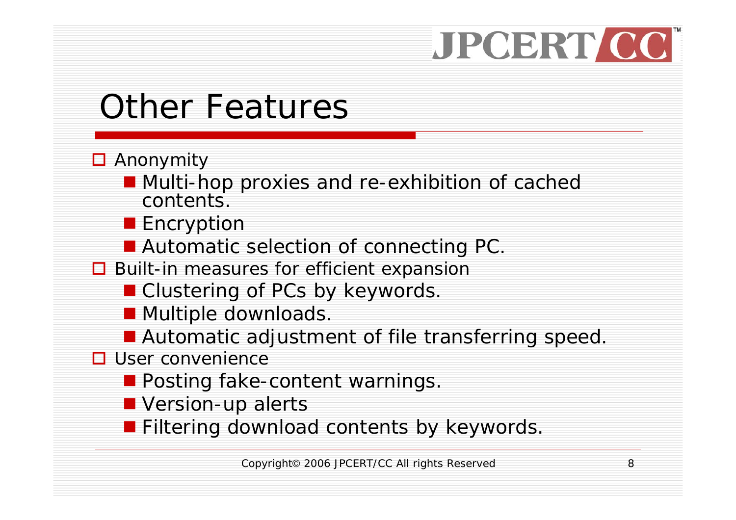# Other Features

- Anonymity
  - Multi-hop proxies and re-exhibition of cached contents.
  - Encryption
  - Automatic selection of connecting PC.
- Built-in measures for efficient expansion
  - Clustering of PCs by keywords.
  - Multiple downloads.
  - Automatic adjustment of file transferring speed.
- User convenience
  - Posting fake-content warnings.
  - Version-up alerts
  - Filtering download contents by keywords.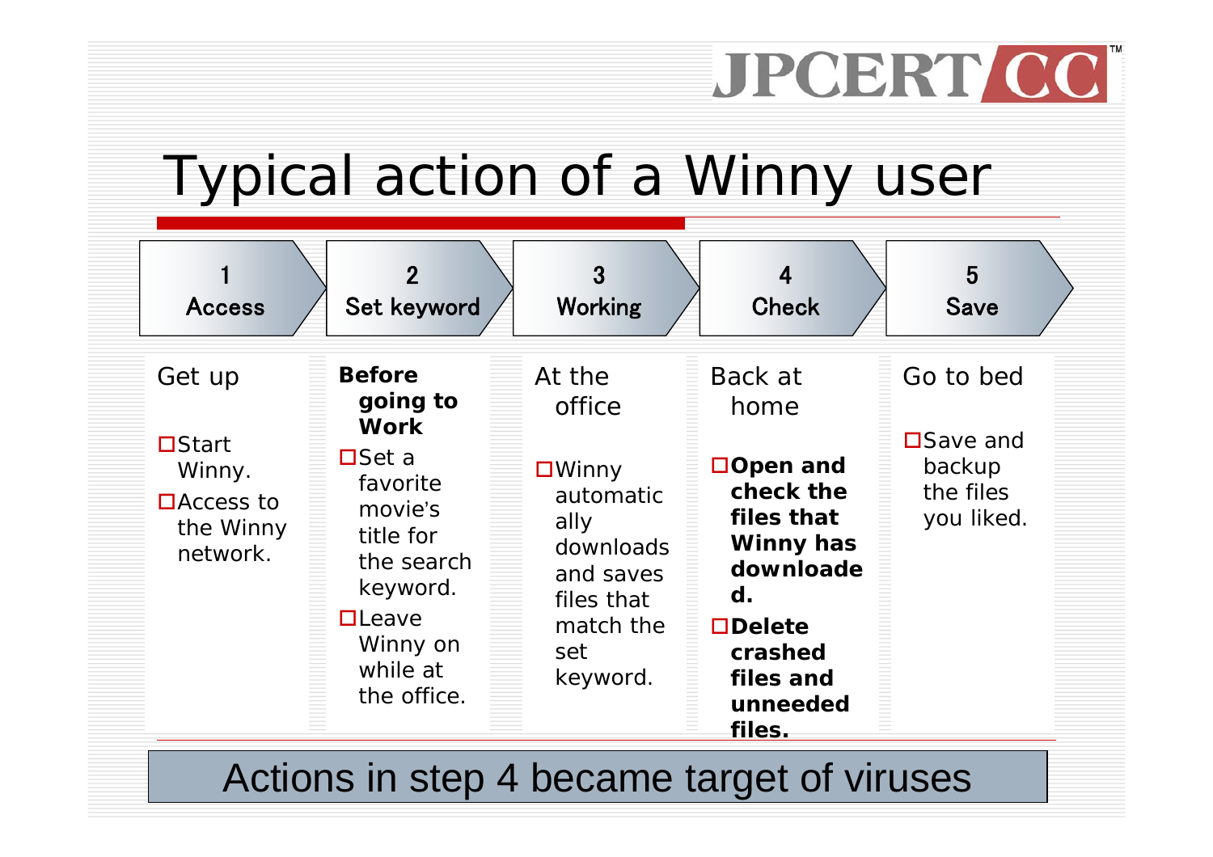# Typical action of a Winny user

| 1 Access | 2 Set keyword | 3 Working | 4 Check | 5 Save |
| --- | --- | --- | --- | --- |
| Get up<br>□Start Winny.<br>□Access to the Winny network. | **Before going to Work**<br>□Set a favorite movie's title for the search keyword.<br>□Leave Winny on while at the office. | At the office<br>□Winny automatically downloads and saves files that match the set keyword. | Back at home<br>□**Open and check the files that Winny has downloaded.**<br>□**Delete crashed files and unneeded files.** | Go to bed<br>□Save and backup the files you liked. |

Actions in step 4 became target of viruses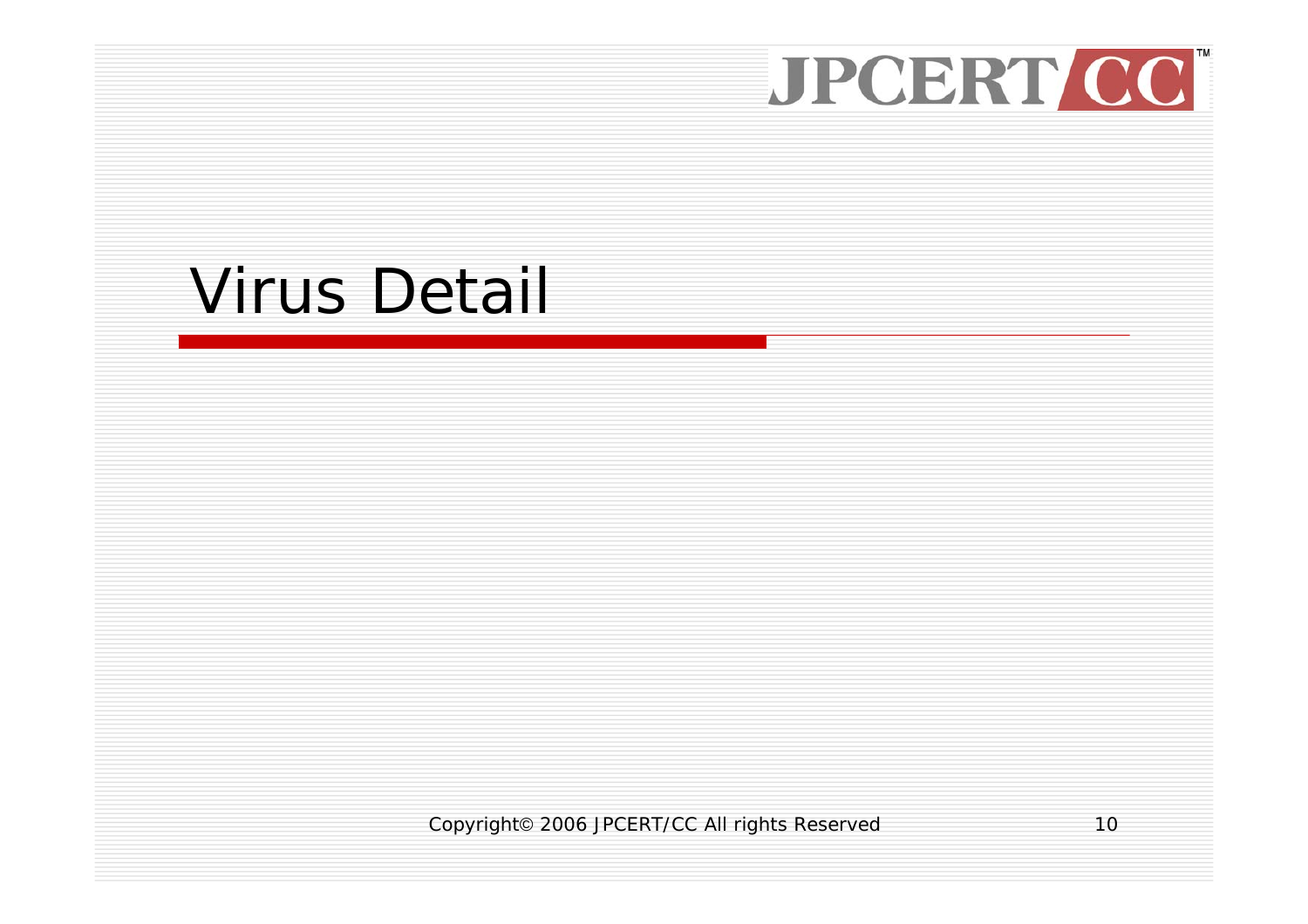# Virus Detail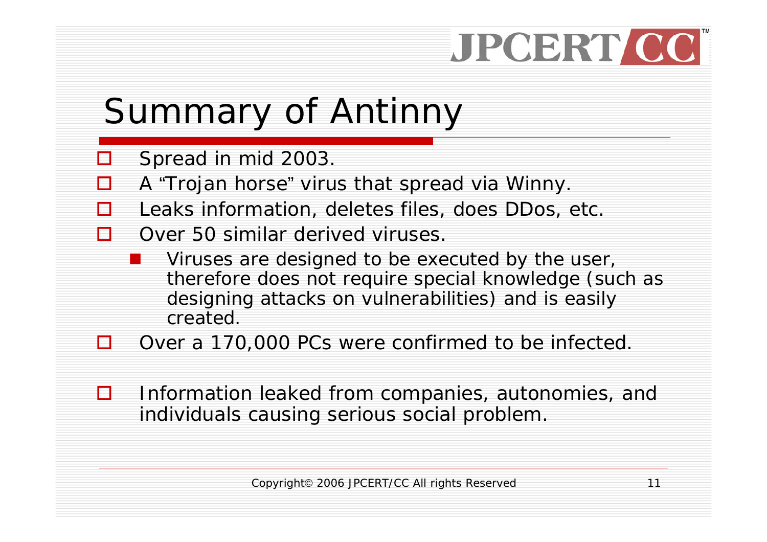# Summary of Antinny

- Spread in mid 2003.
- A "Trojan horse" virus that spread via Winny.
- Leaks information, deletes files, does DDos, etc.
- Over 50 similar derived viruses.
  - Viruses are designed to be executed by the user, therefore does not require special knowledge (such as designing attacks on vulnerabilities) and is easily created.
- Over a 170,000 PCs were confirmed to be infected.

- Information leaked from companies, autonomies, and individuals causing serious social problem.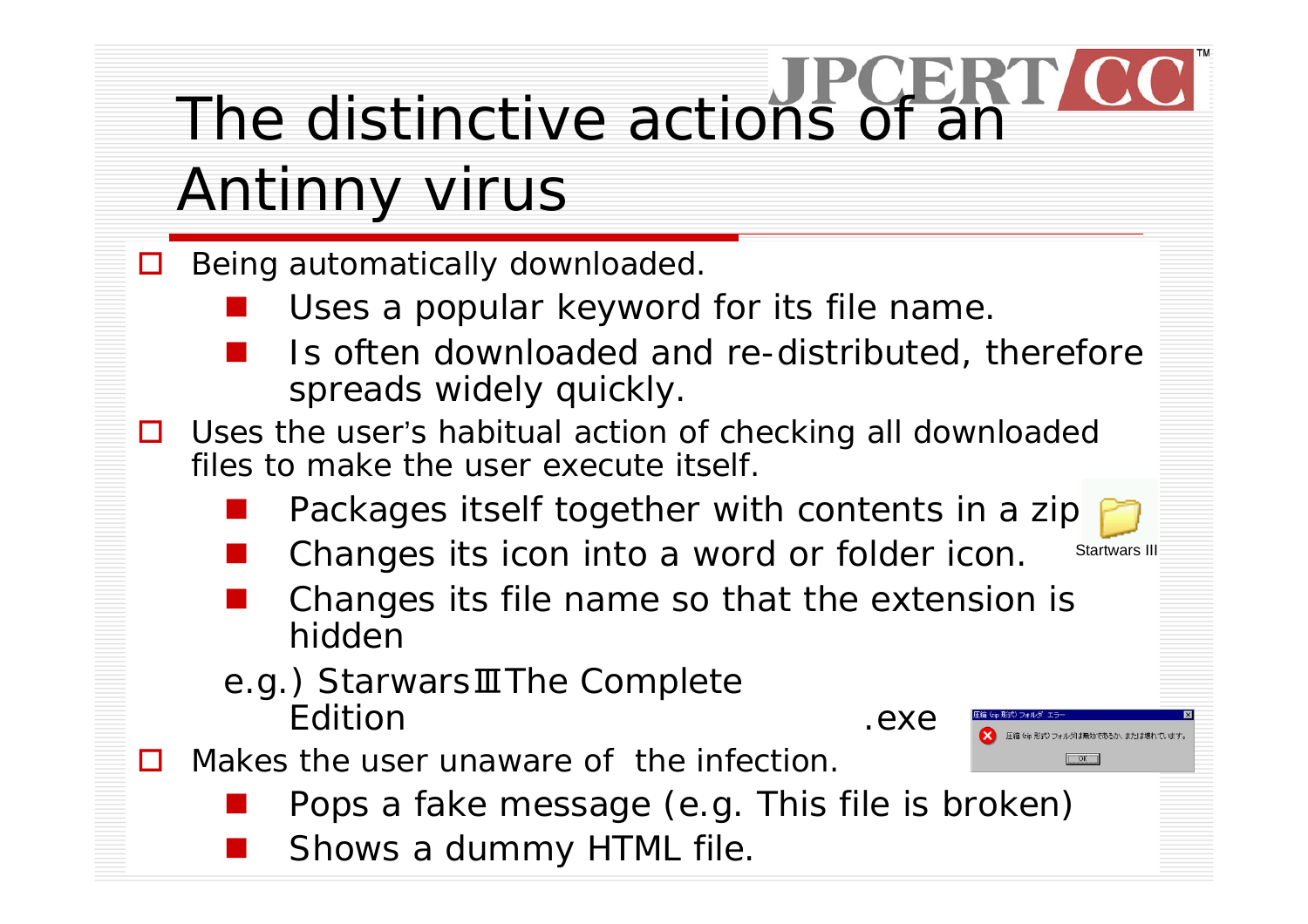# The distinctive actions of an Antinny virus

- Being automatically downloaded.
  - Uses a popular keyword for its file name.
  - Is often downloaded and re-distributed, therefore spreads widely quickly.
- Uses the user's habitual action of checking all downloaded files to make the user execute itself.
  - Packages itself together with contents in a zip
  - Changes its icon into a word or folder icon.
  - Changes its file name so that the extension is hidden

  e.g.) StarwarsⅢThe Complete Edition .exe

- Makes the user unaware of the infection.
  - Pops a fake message (e.g. This file is broken)
  - Shows a dummy HTML file.

Startwars III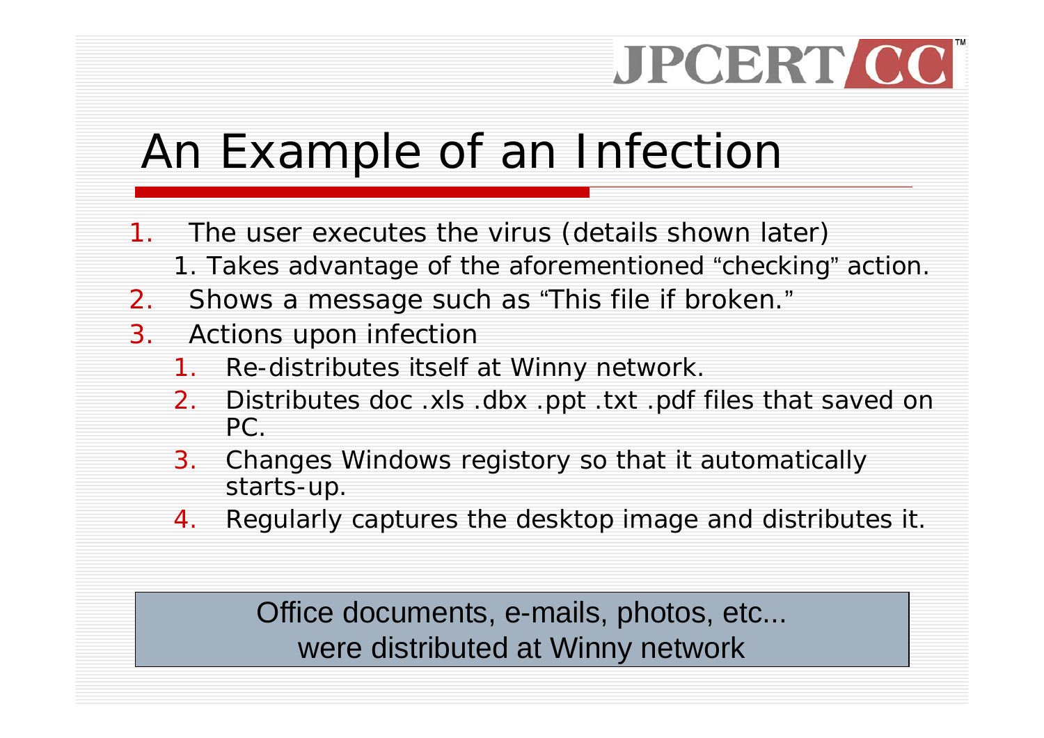# An Example of an Infection

1. The user executes the virus (details shown later)
   1. Takes advantage of the aforementioned “checking” action.
2. Shows a message such as “This file if broken.”
3. Actions upon infection
   1. Re-distributes itself at Winny network.
   2. Distributes doc .xls .dbx .ppt .txt .pdf files that saved on PC.
   3. Changes Windows registory so that it automatically starts-up.
   4. Regularly captures the desktop image and distributes it.

Office documents, e-mails, photos, etc...
were distributed at Winny network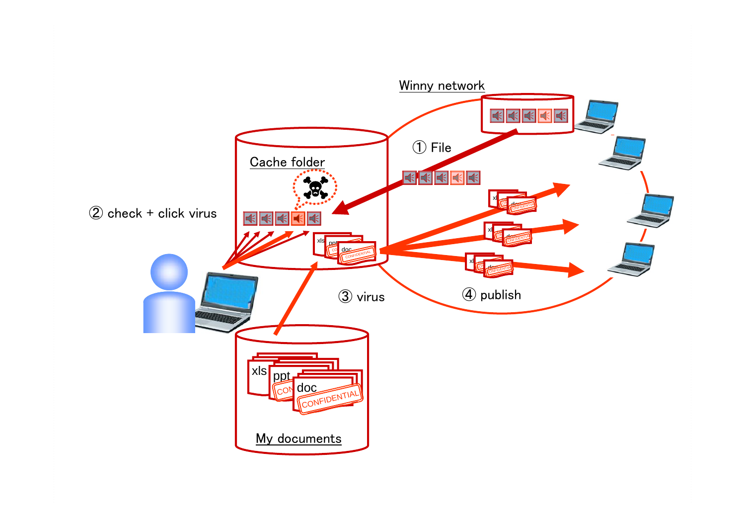Winny network

① File

Cache folder

② check + click virus

③ virus

④ publish

My documents

xls ppt doc CONFIDENTIAL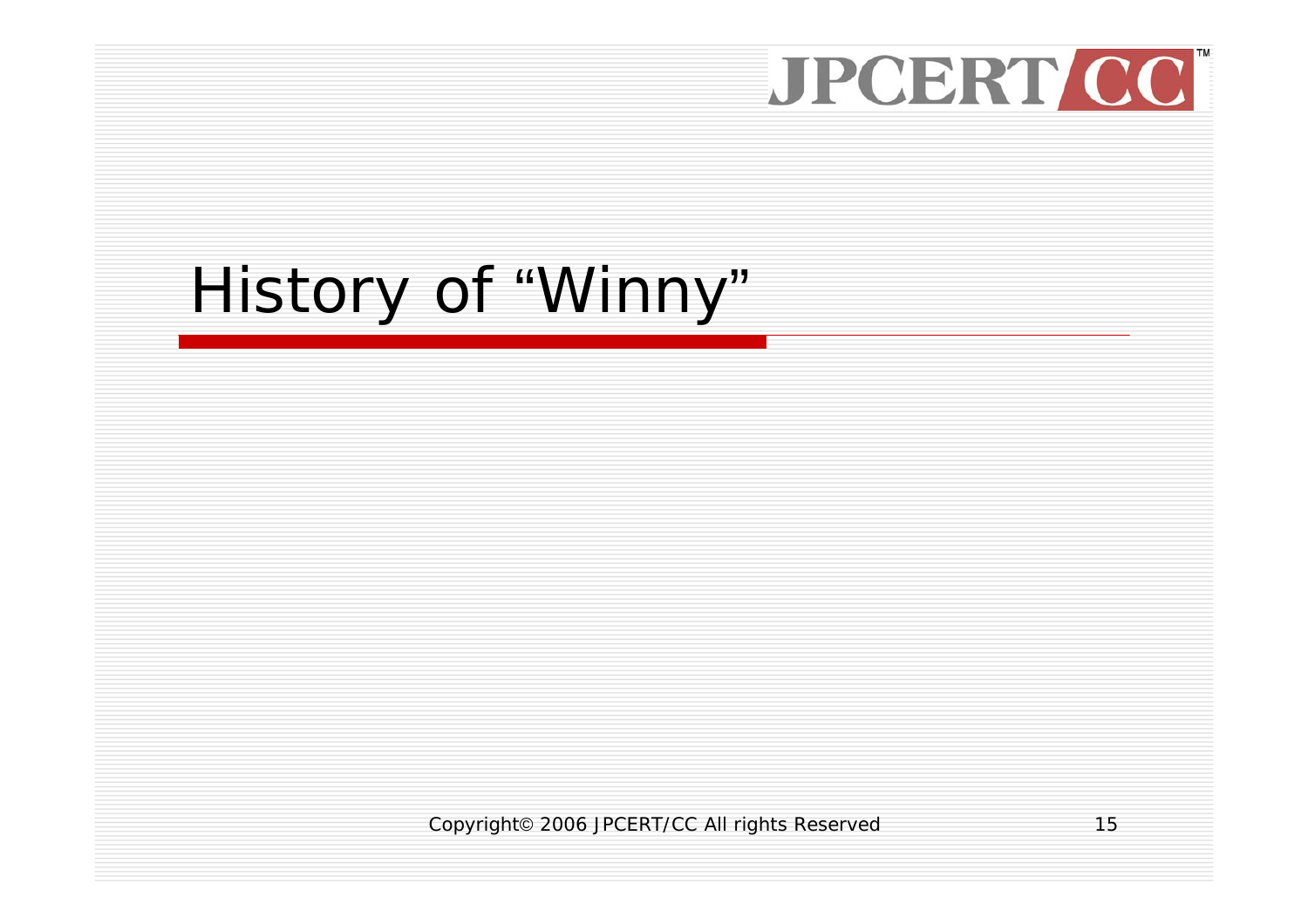# History of “Winny”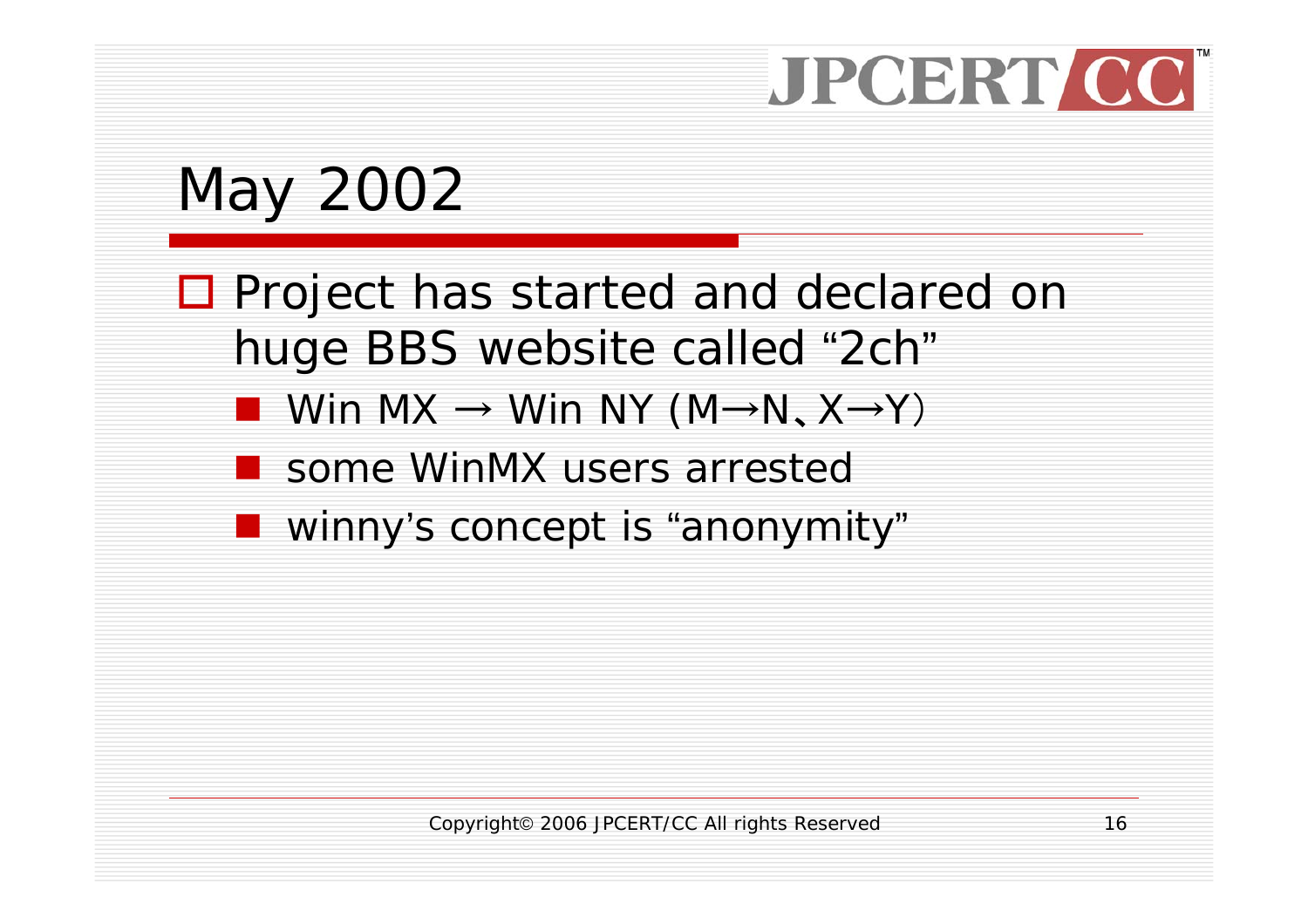# May 2002

- Project has started and declared on huge BBS website called “2ch”
  - Win MX → Win NY (M→N、X→Y)
  - some WinMX users arrested
  - winny’s concept is “anonymity”

Copyright© 2006 JPCERT/CC All rights Reserved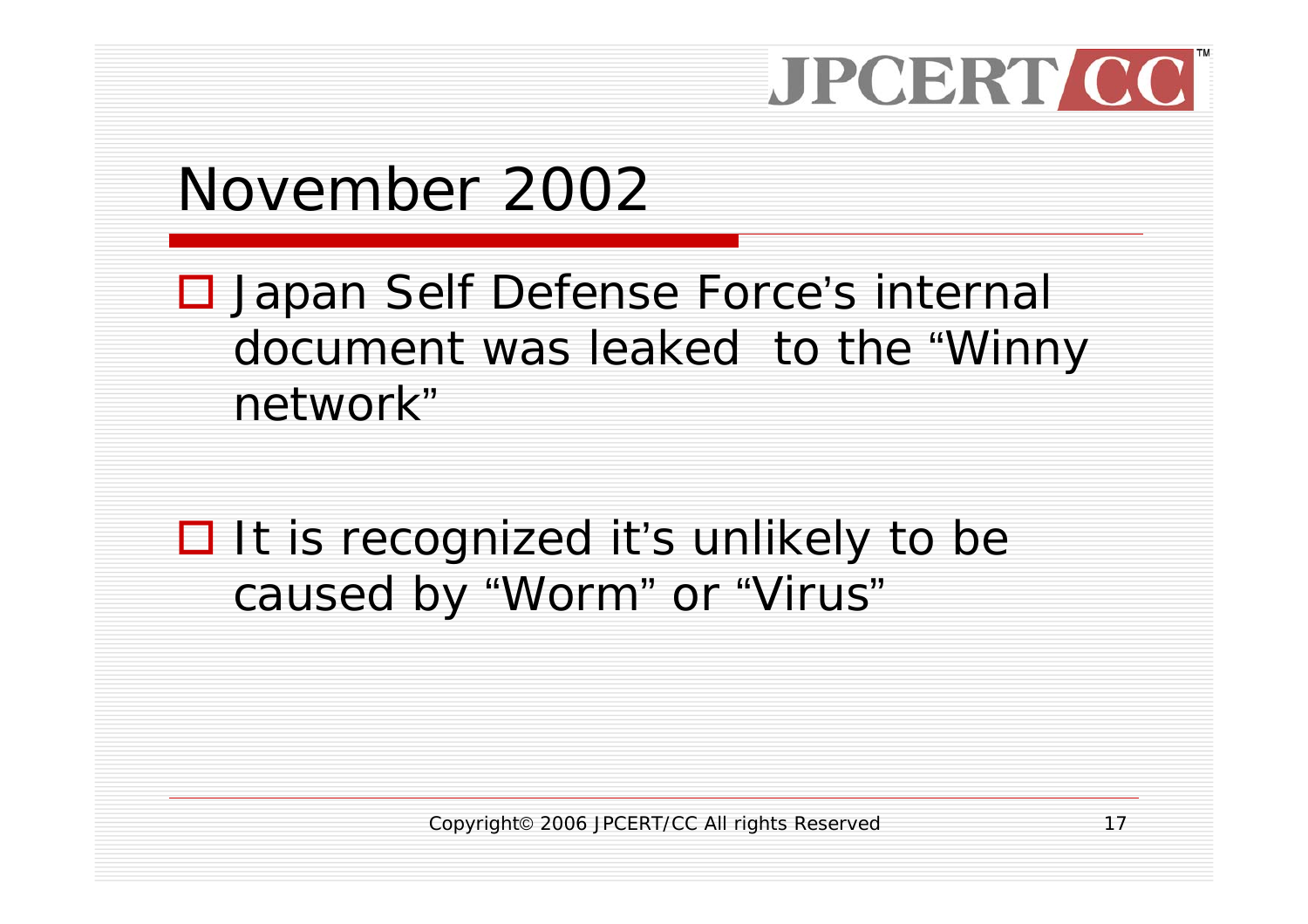# November 2002

- Japan Self Defense Force's internal document was leaked to the "Winny network"
- It is recognized it's unlikely to be caused by "Worm" or "Virus"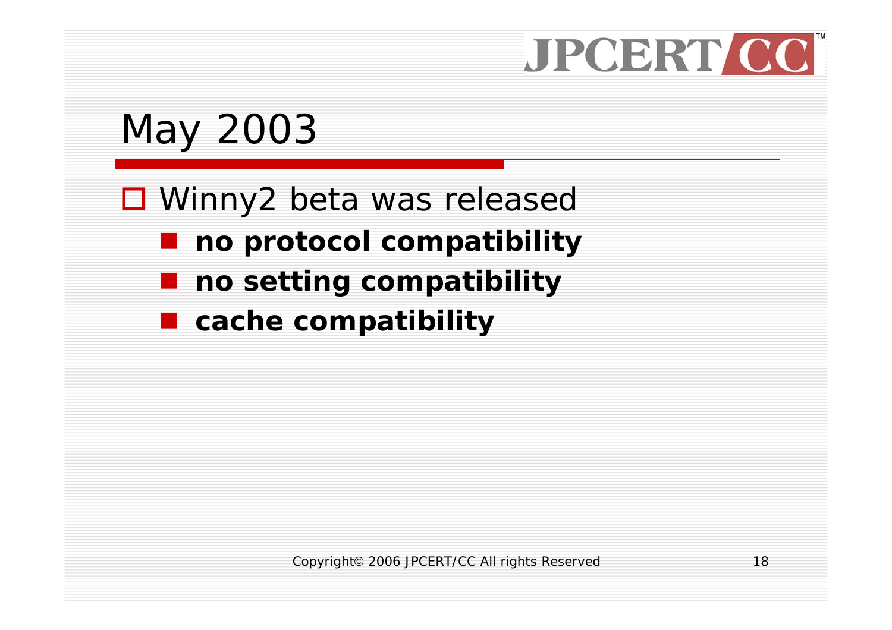# May 2003

- Winny2 beta was released
  - **no protocol compatibility**
  - **no setting compatibility**
  - **cache compatibility**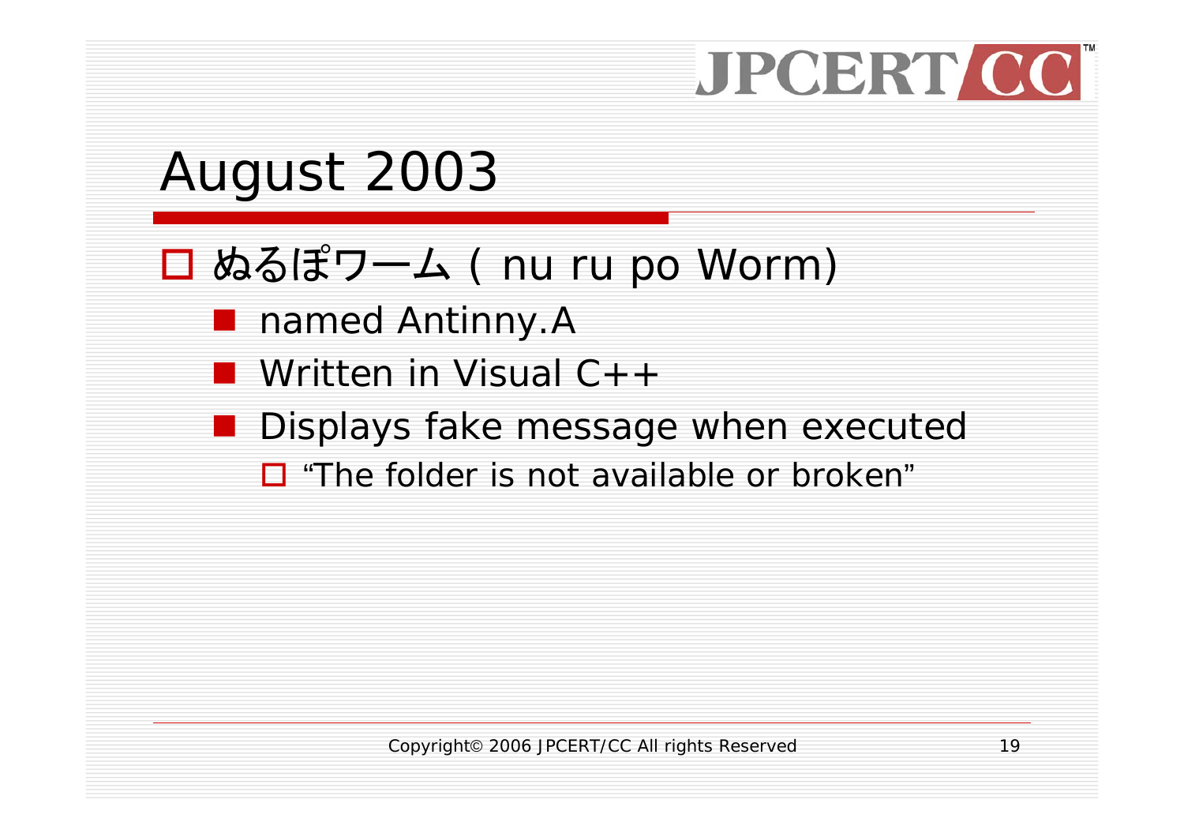# August 2003

- ぬるぽワーム ( nu ru po Worm)
  - named Antinny.A
  - Written in Visual C++
  - Displays fake message when executed
    - "The folder is not available or broken"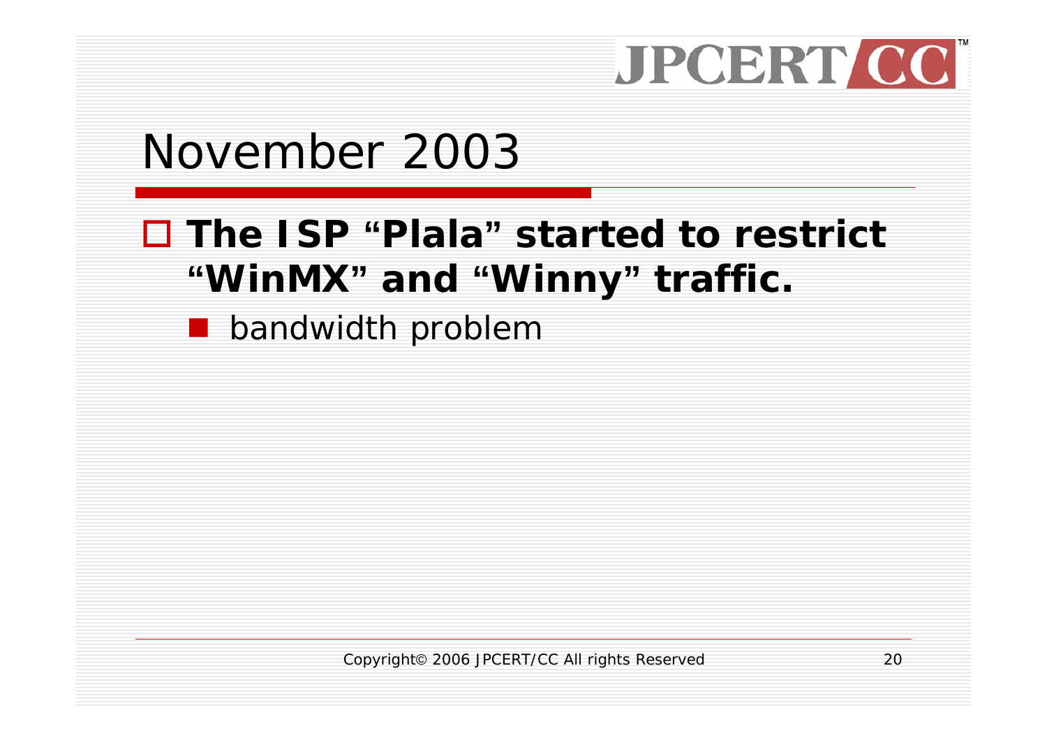# November 2003

- **The ISP “Plala” started to restrict “WinMX” and “Winny” traffic.**
  - bandwidth problem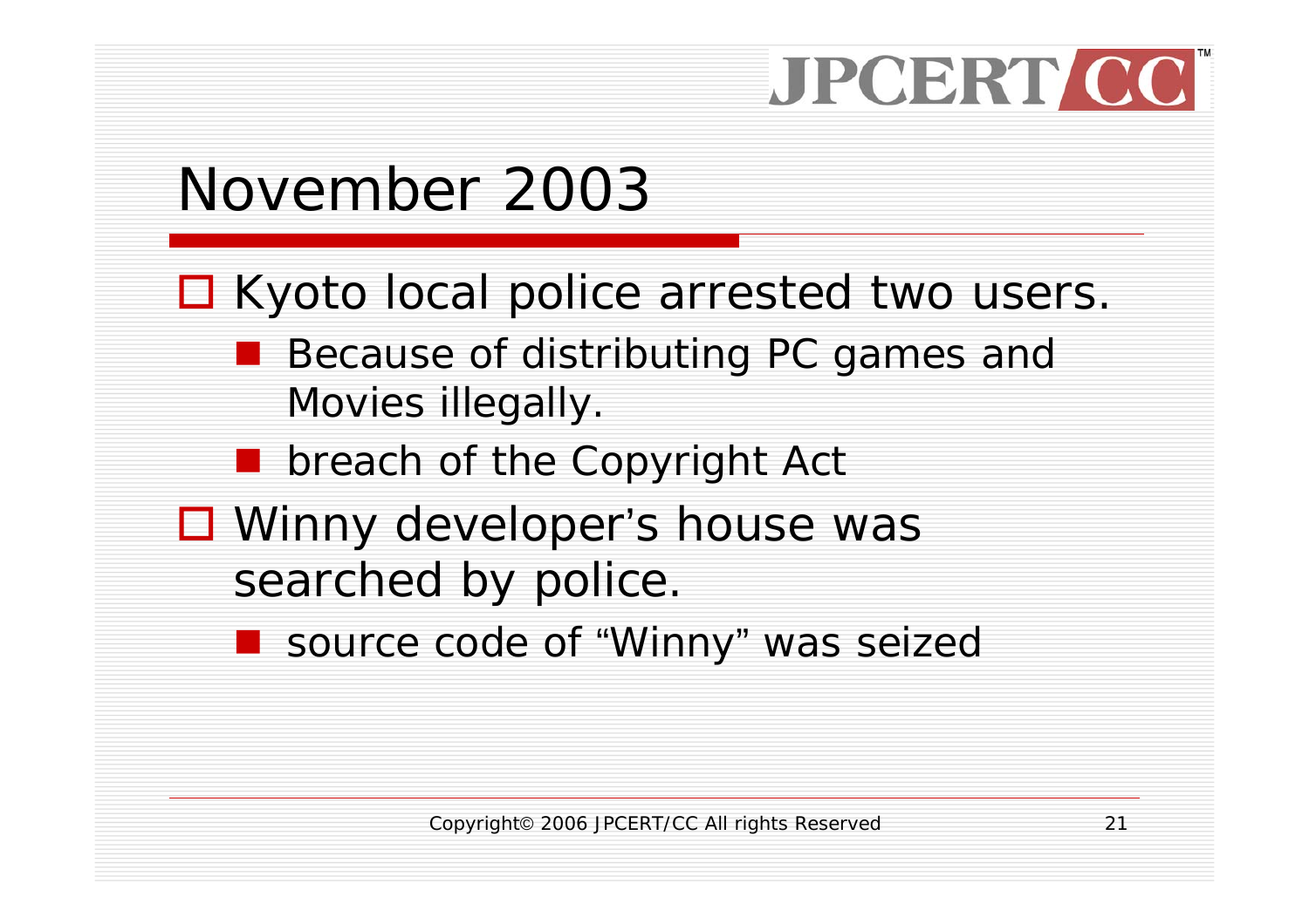# November 2003

- Kyoto local police arrested two users.
  - Because of distributing PC games and Movies illegally.
  - breach of the Copyright Act
- Winny developer's house was searched by police.
  - source code of "Winny" was seized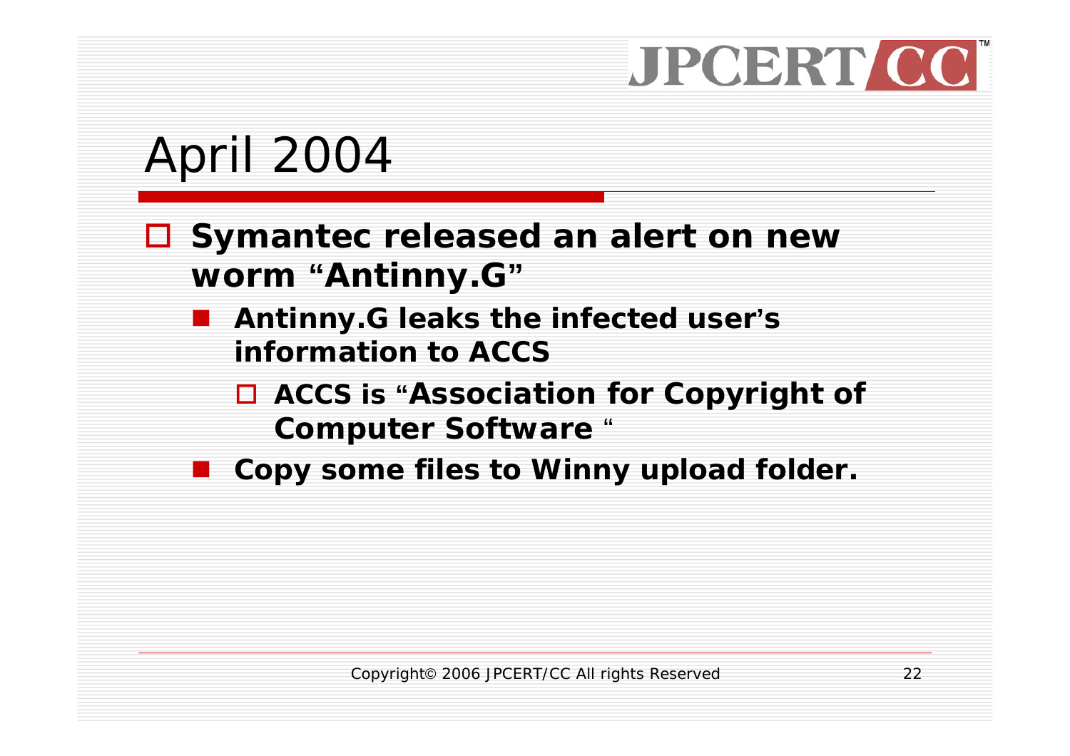# April 2004

- **Symantec released an alert on new worm "Antinny.G"**
  - **Antinny.G leaks the infected user's information to ACCS**
    - **ACCS is "Association for Copyright of Computer Software "**
  - **Copy some files to Winny upload folder.**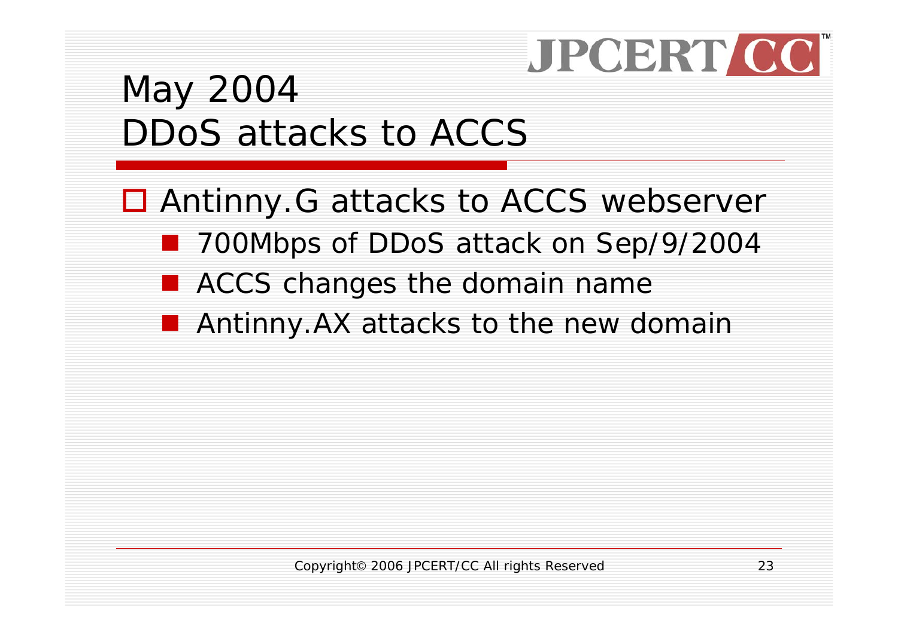# May 2004
# DDoS attacks to ACCS

- Antinny.G attacks to ACCS webserver
  - 700Mbps of DDoS attack on Sep/9/2004
  - ACCS changes the domain name
  - Antinny.AX attacks to the new domain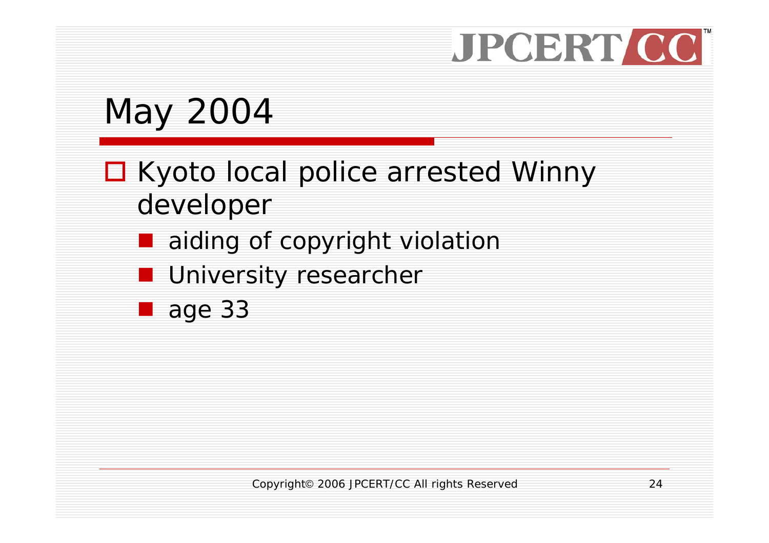# May 2004

- Kyoto local police arrested Winny developer
  - aiding of copyright violation
  - University researcher
  - age 33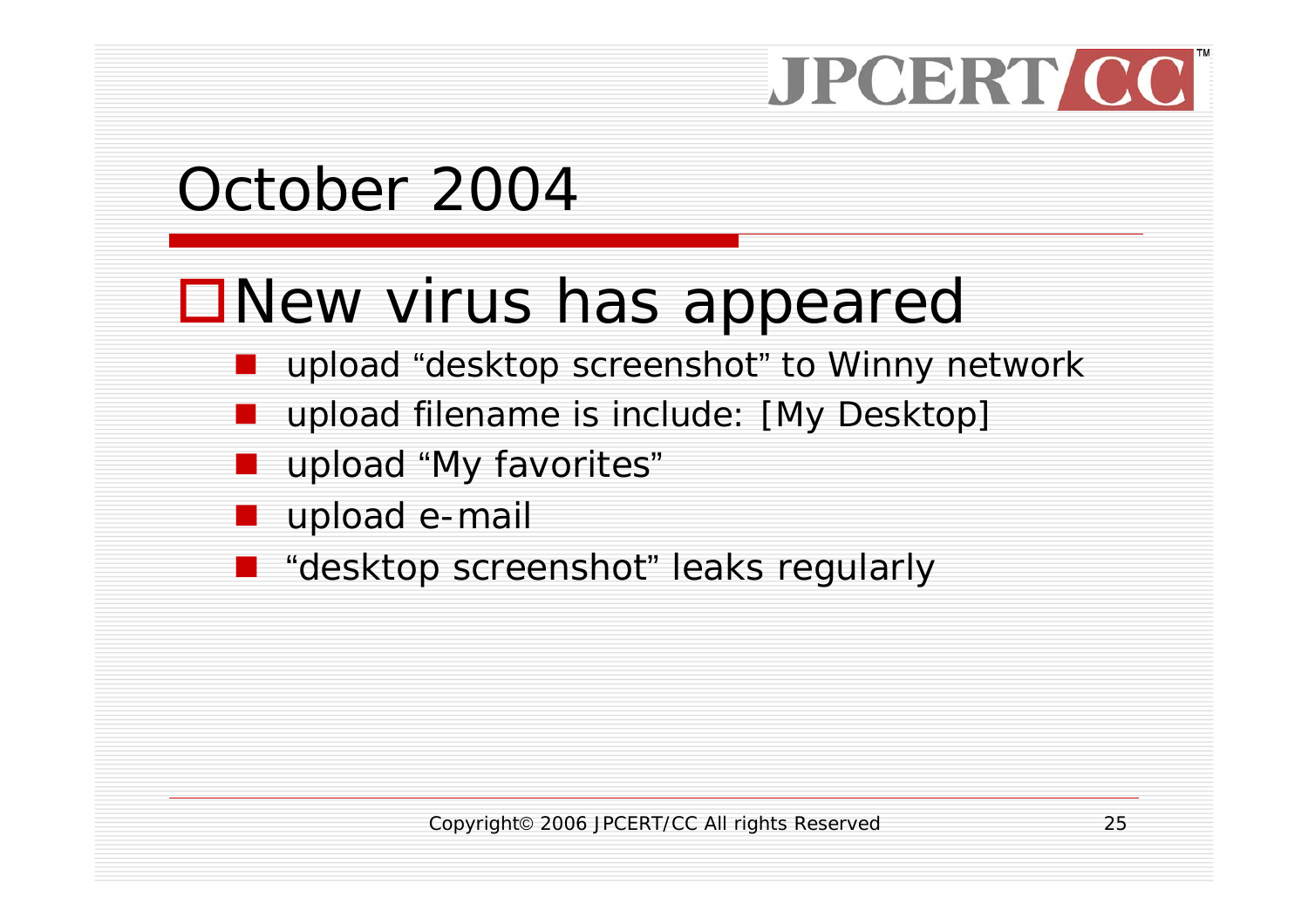# October 2004

## New virus has appeared

- upload "desktop screenshot" to Winny network
- upload filename is include: [My Desktop]
- upload "My favorites"
- upload e-mail
- "desktop screenshot" leaks regularly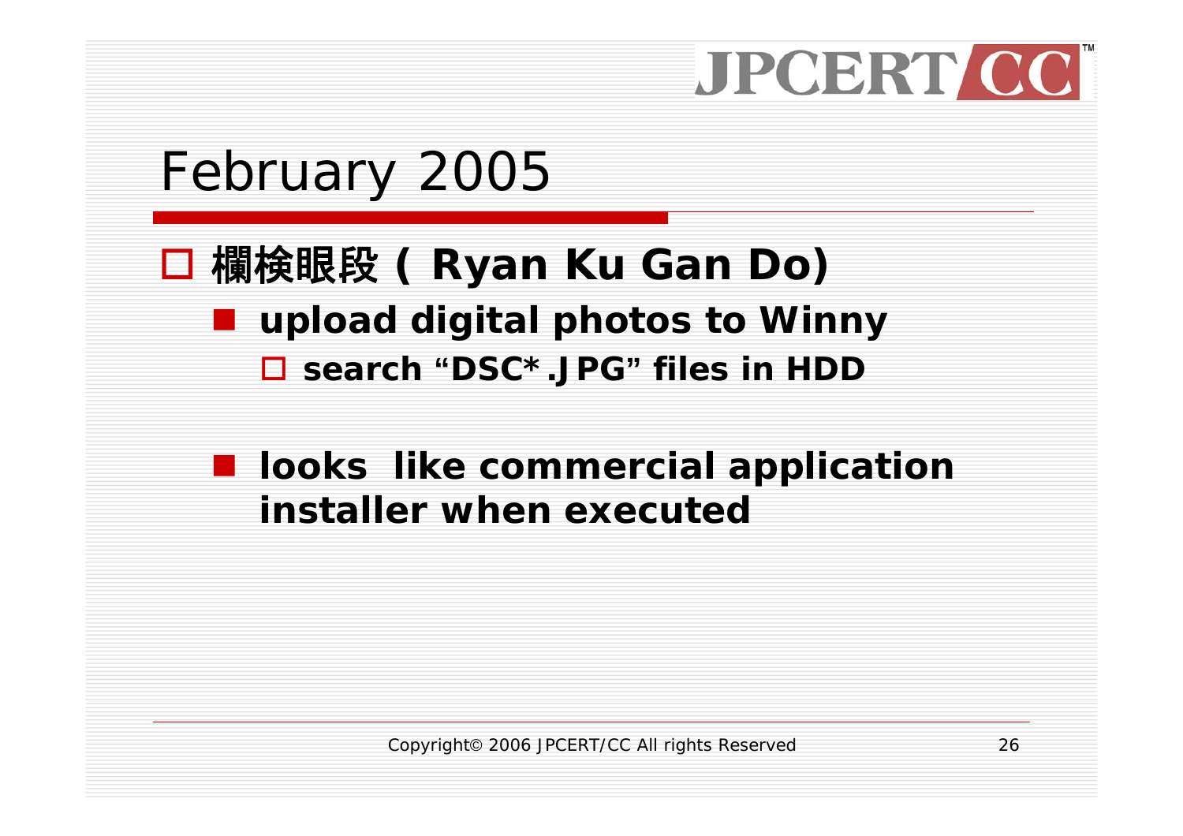# February 2005

- **欄検眼段 ( Ryan Ku Gan Do)**
  - **upload digital photos to Winny**
    - **search "DSC*.JPG" files in HDD**
  - **looks like commercial application installer when executed**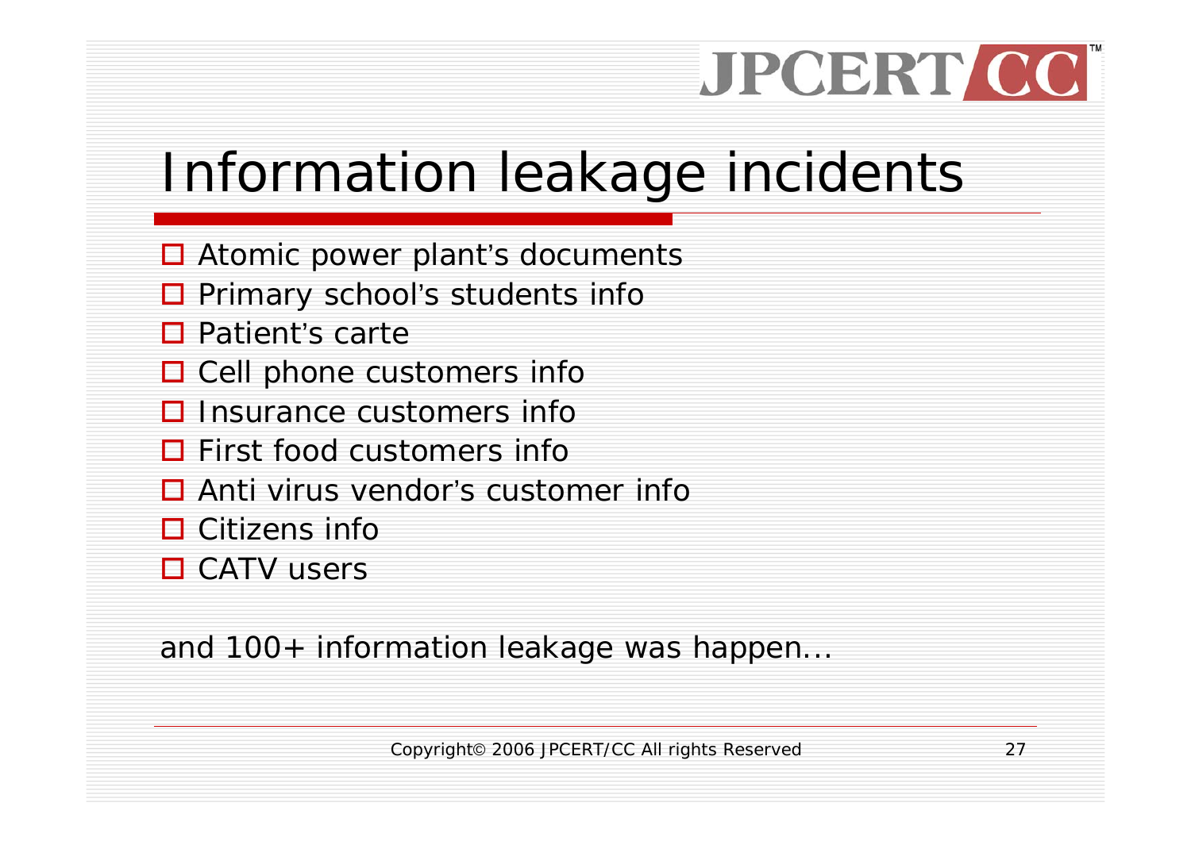# Information leakage incidents

- Atomic power plant's documents
- Primary school's students info
- Patient's carte
- Cell phone customers info
- Insurance customers info
- First food customers info
- Anti virus vendor's customer info
- Citizens info
- CATV users

and 100+ information leakage was happen…

Copyright© 2006 JPCERT/CC All rights Reserved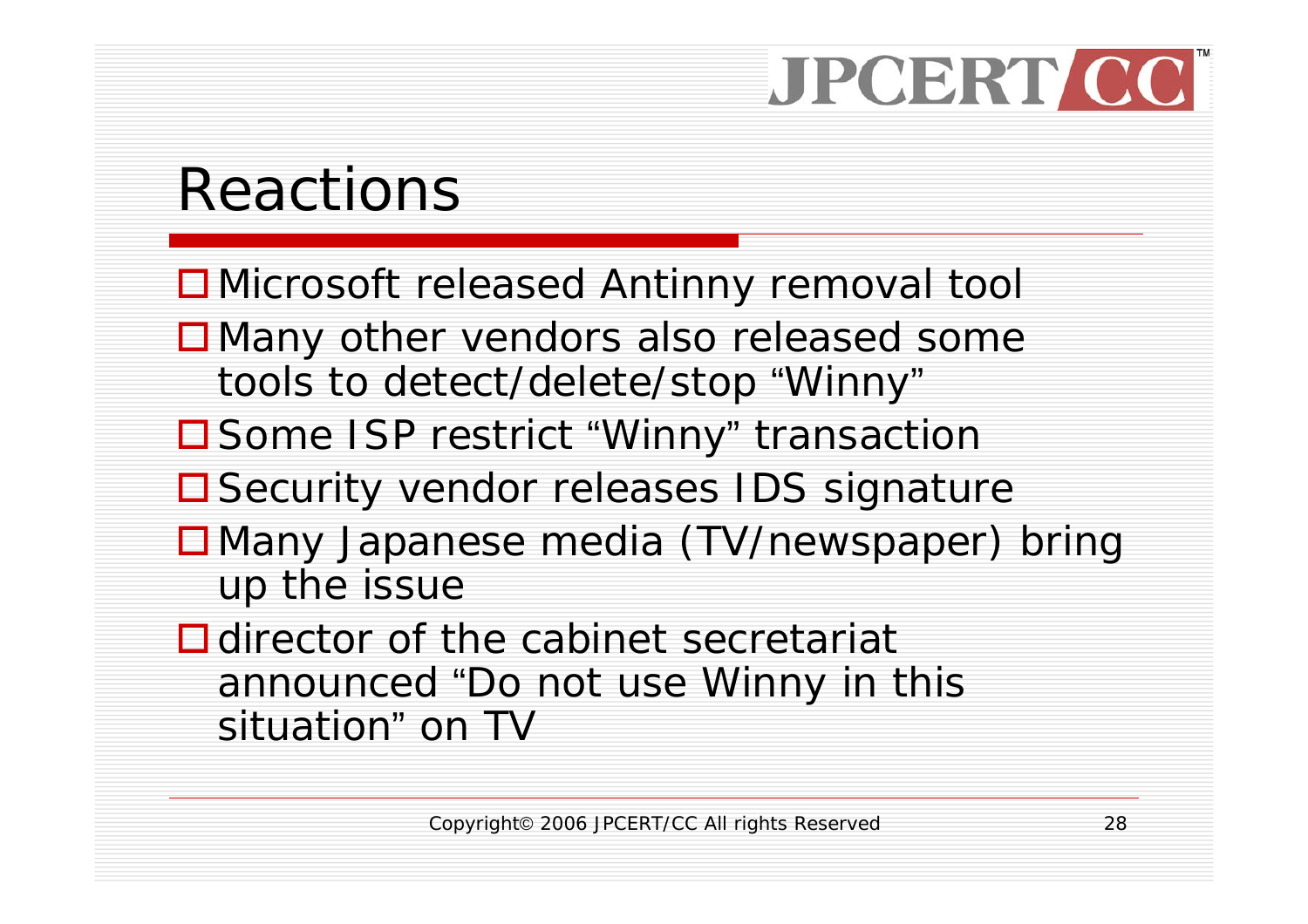# Reactions

- Microsoft released Antinny removal tool
- Many other vendors also released some tools to detect/delete/stop "Winny"
- Some ISP restrict "Winny" transaction
- Security vendor releases IDS signature
- Many Japanese media (TV/newspaper) bring up the issue
- director of the cabinet secretariat announced "Do not use Winny in this situation" on TV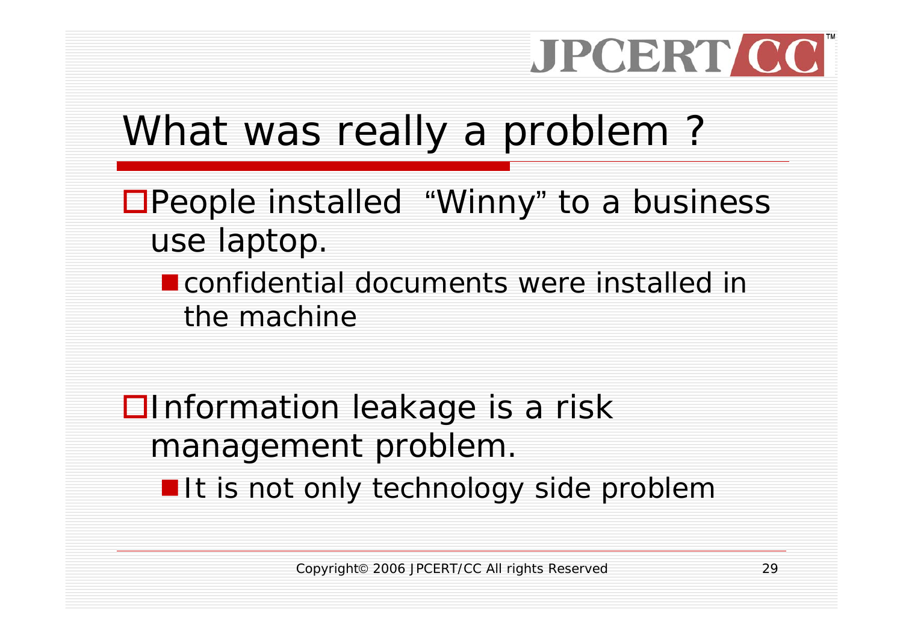# What was really a problem ?

- People installed "Winny" to a business use laptop.
  - confidential documents were installed in the machine

- Information leakage is a risk management problem.
  - It is not only technology side problem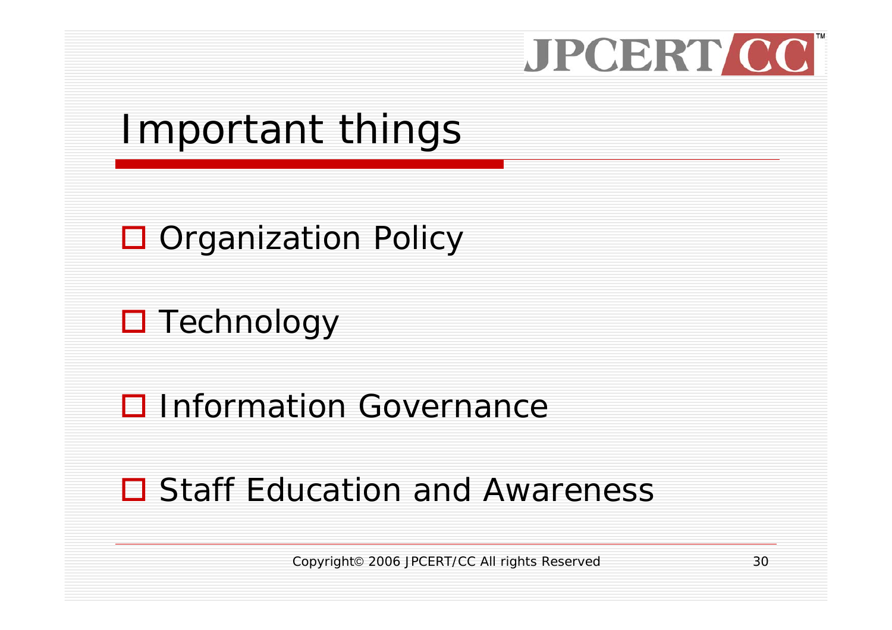# Important things

- Organization Policy
- Technology
- Information Governance
- Staff Education and Awareness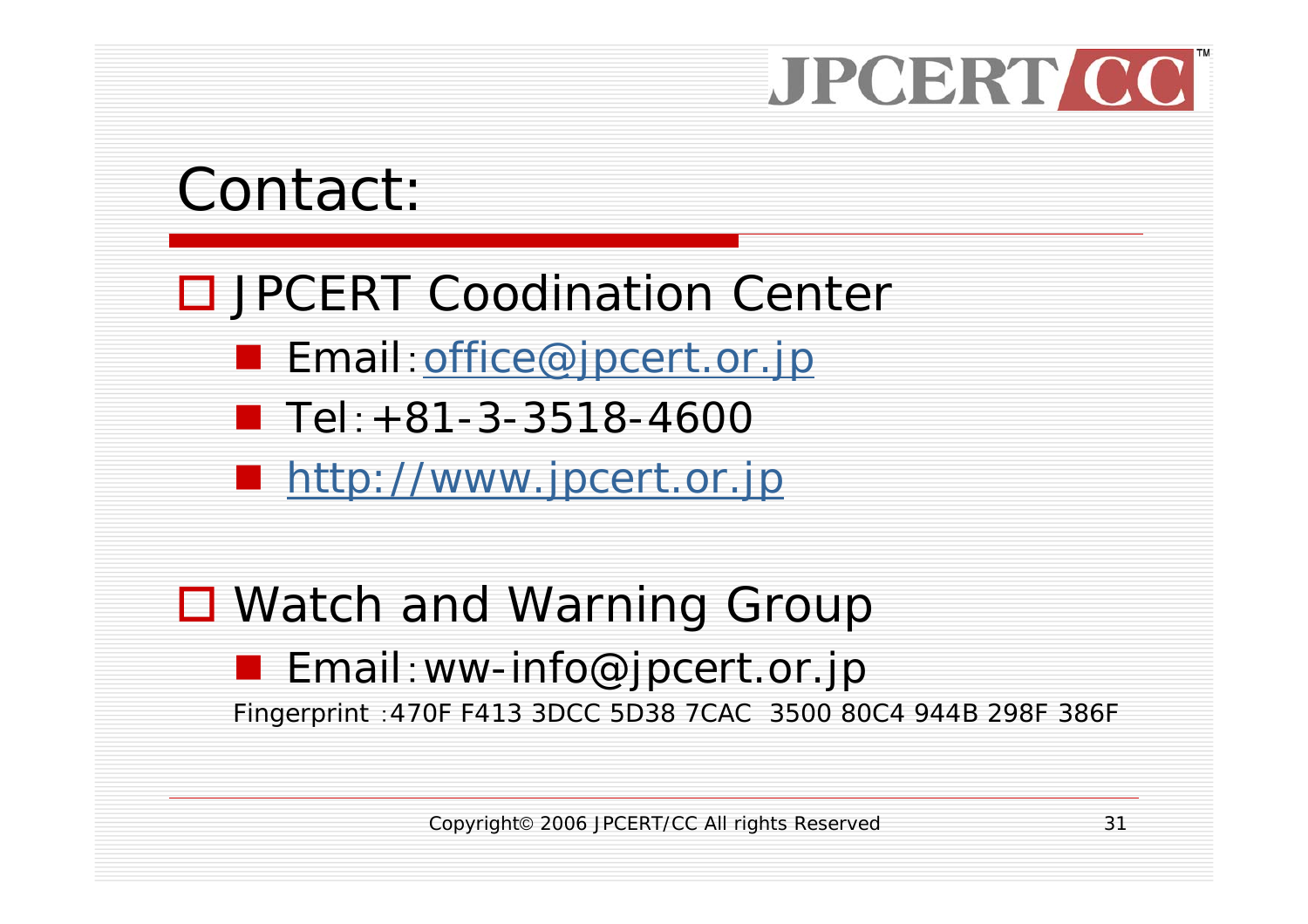# Contact:

- JPCERT Coodination Center
  - Email：office@jpcert.or.jp
  - Tel：+81-3-3518-4600
  - http://www.jpcert.or.jp

- Watch and Warning Group
  - Email：ww-info@jpcert.or.jp

  Fingerprint :470F F413 3DCC 5D38 7CAC 3500 80C4 944B 298F 386F

Copyright© 2006 JPCERT/CC All rights Reserved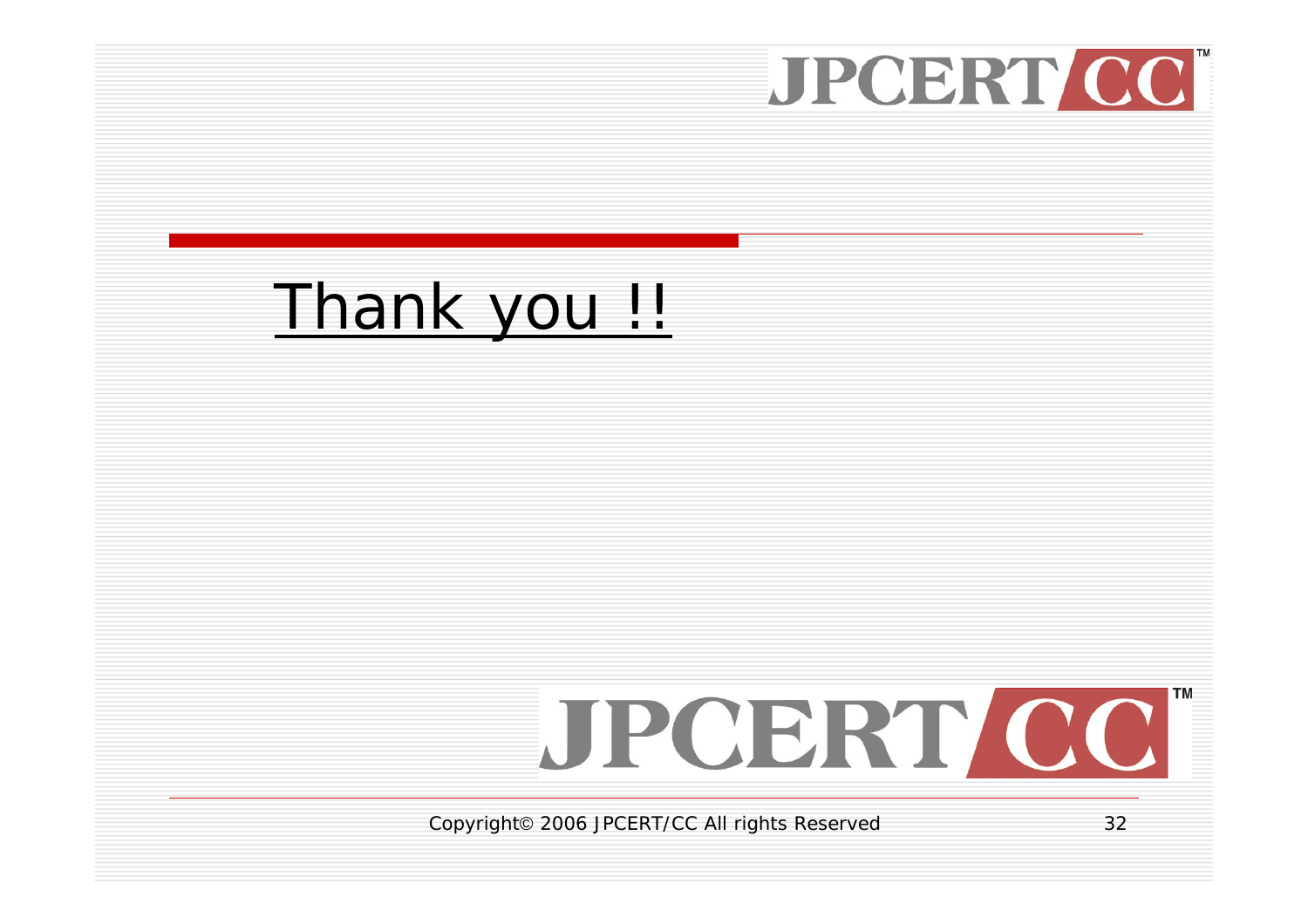# Thank you !!

JPCERT/CC